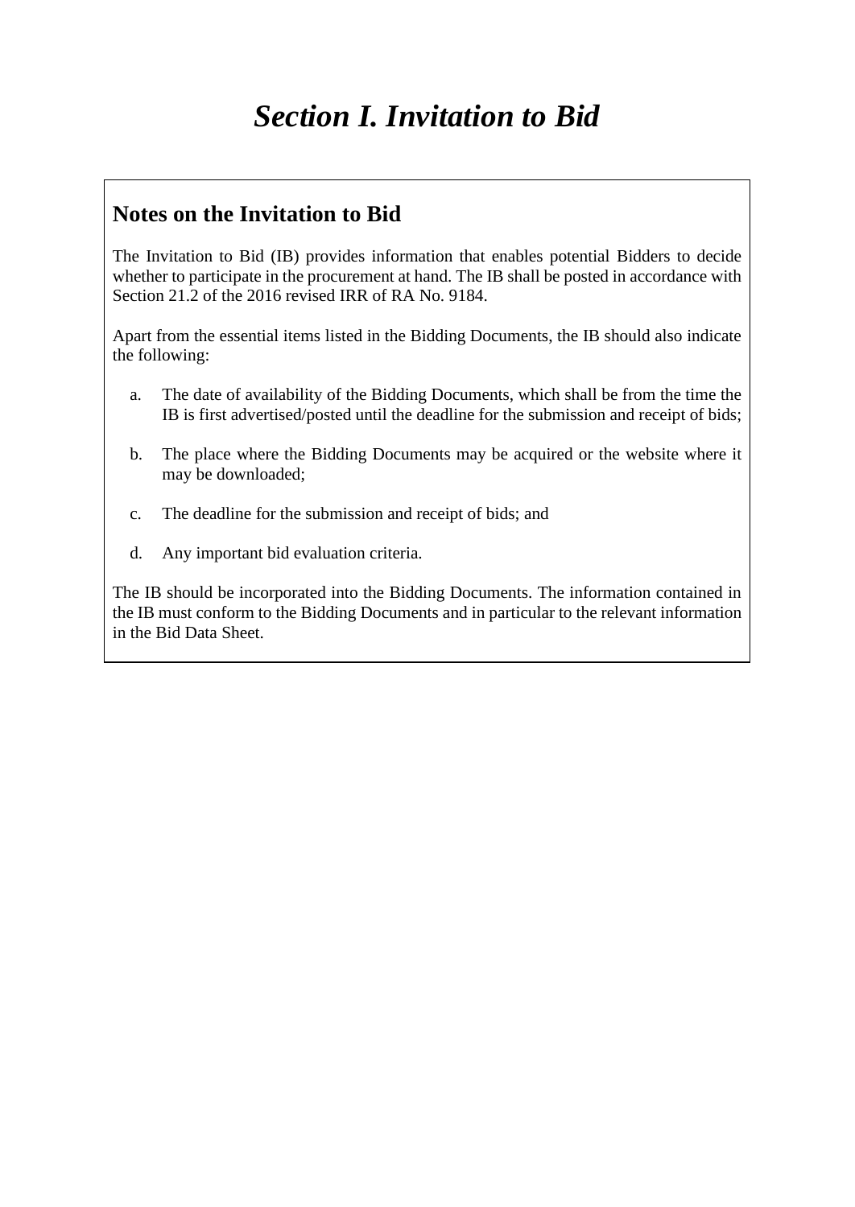# *Section I. Invitation to Bid*

## Notes on the Invitation to Bid

The Invitation to Bid (IB) provides information that enables potential Bidders to decide whether to participate in the procurement at hand. The IB shall be posted in accordance with Section 21.2 of the 2016 revised IRR of RA No. 9184.

Apart from the essential items listed in the Bidding Documents, the IB should also indicate the following:

a. The date of availability of the Bidding Documents, which shall be from the time the IB is first advertised/posted until the deadline for the submission and receipt of bids;

b. The place where the Bidding Documents may be acquired or the website where it may be downloaded;

c. The deadline for the submission and receipt of bids; and

d. Any important bid evaluation criteria.

The IB should be incorporated into the Bidding Documents. The information contained in the IB must conform to the Bidding Documents and in particular to the relevant information in the Bid Data Sheet.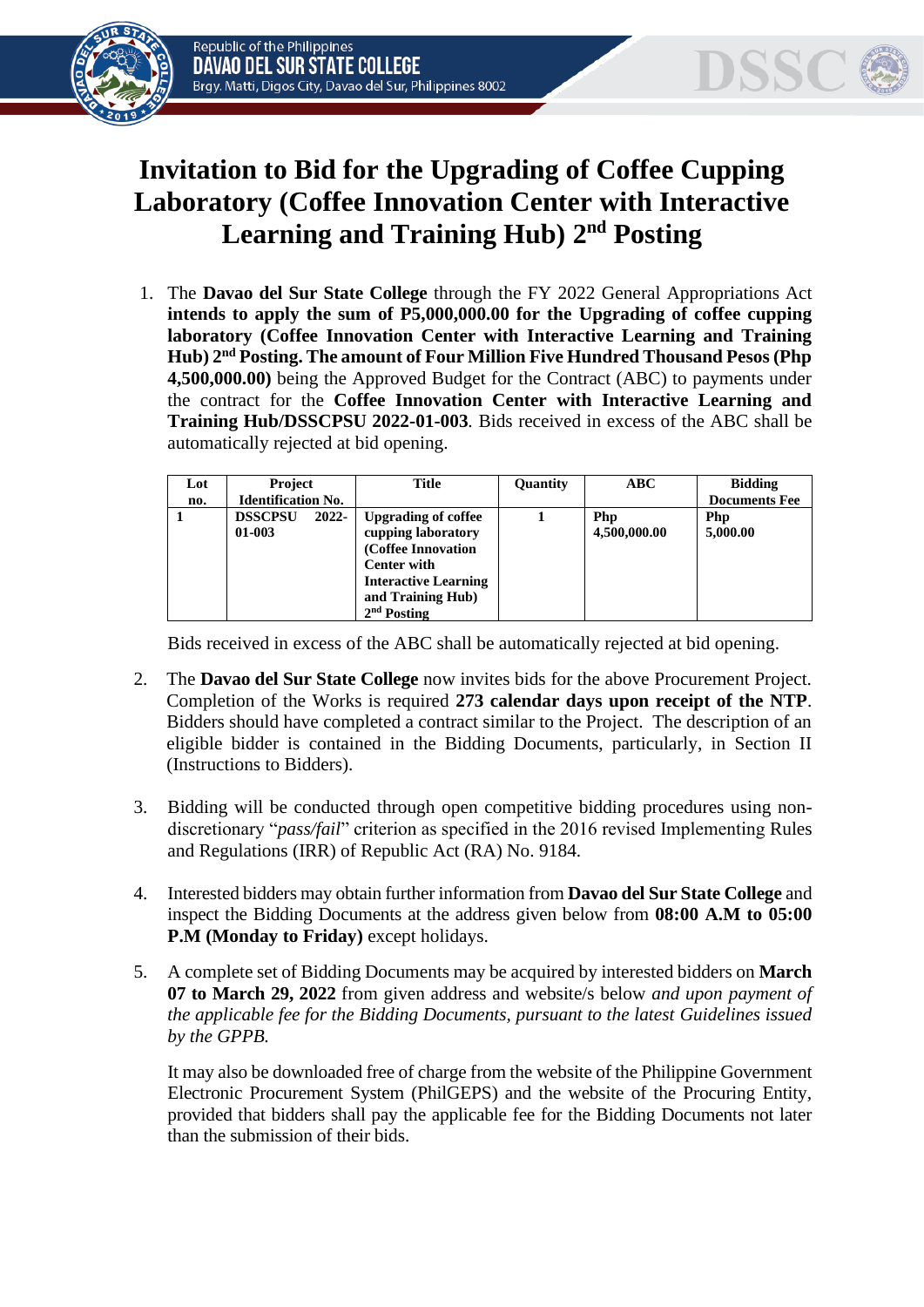# Invitation to Bid for the Upgrading of Coffee Cupping Laboratory (Coffee Innovation Center with Interactive Learning and Training Hub) 2nd Posting

1. The **Davao del Sur State College** through the FY 2022 General Appropriations Act **intends to apply the sum of P5,000,000.00 for the Upgrading of coffee cupping laboratory (Coffee Innovation Center with Interactive Learning and Training Hub) 2nd Posting. The amount of Four Million Five Hundred Thousand Pesos (Php 4,500,000.00)** being the Approved Budget for the Contract (ABC) to payments under the contract for the **Coffee Innovation Center with Interactive Learning and Training Hub/DSSCPSU 2022-01-003**. Bids received in excess of the ABC shall be automatically rejected at bid opening.

| Lot no. | Project Identification No. | Title | Quantity | ABC | Bidding Documents Fee |
|---|---|---|---|---|---|
| **1** | **DSSCPSU 2022-01-003** | **Upgrading of coffee cupping laboratory (Coffee Innovation Center with Interactive Learning and Training Hub) 2nd Posting** | **1** | **Php 4,500,000.00** | **Php 5,000.00** |

Bids received in excess of the ABC shall be automatically rejected at bid opening.

2. The **Davao del Sur State College** now invites bids for the above Procurement Project. Completion of the Works is required **273 calendar days upon receipt of the NTP**. Bidders should have completed a contract similar to the Project. The description of an eligible bidder is contained in the Bidding Documents, particularly, in Section II (Instructions to Bidders).

3. Bidding will be conducted through open competitive bidding procedures using non-discretionary "*pass/fail*" criterion as specified in the 2016 revised Implementing Rules and Regulations (IRR) of Republic Act (RA) No. 9184.

4. Interested bidders may obtain further information from **Davao del Sur State College** and inspect the Bidding Documents at the address given below from **08:00 A.M to 05:00 P.M (Monday to Friday)** except holidays.

5. A complete set of Bidding Documents may be acquired by interested bidders on **March 07 to March 29, 2022** from given address and website/s below *and upon payment of the applicable fee for the Bidding Documents, pursuant to the latest Guidelines issued by the GPPB.*

   It may also be downloaded free of charge from the website of the Philippine Government Electronic Procurement System (PhilGEPS) and the website of the Procuring Entity, provided that bidders shall pay the applicable fee for the Bidding Documents not later than the submission of their bids.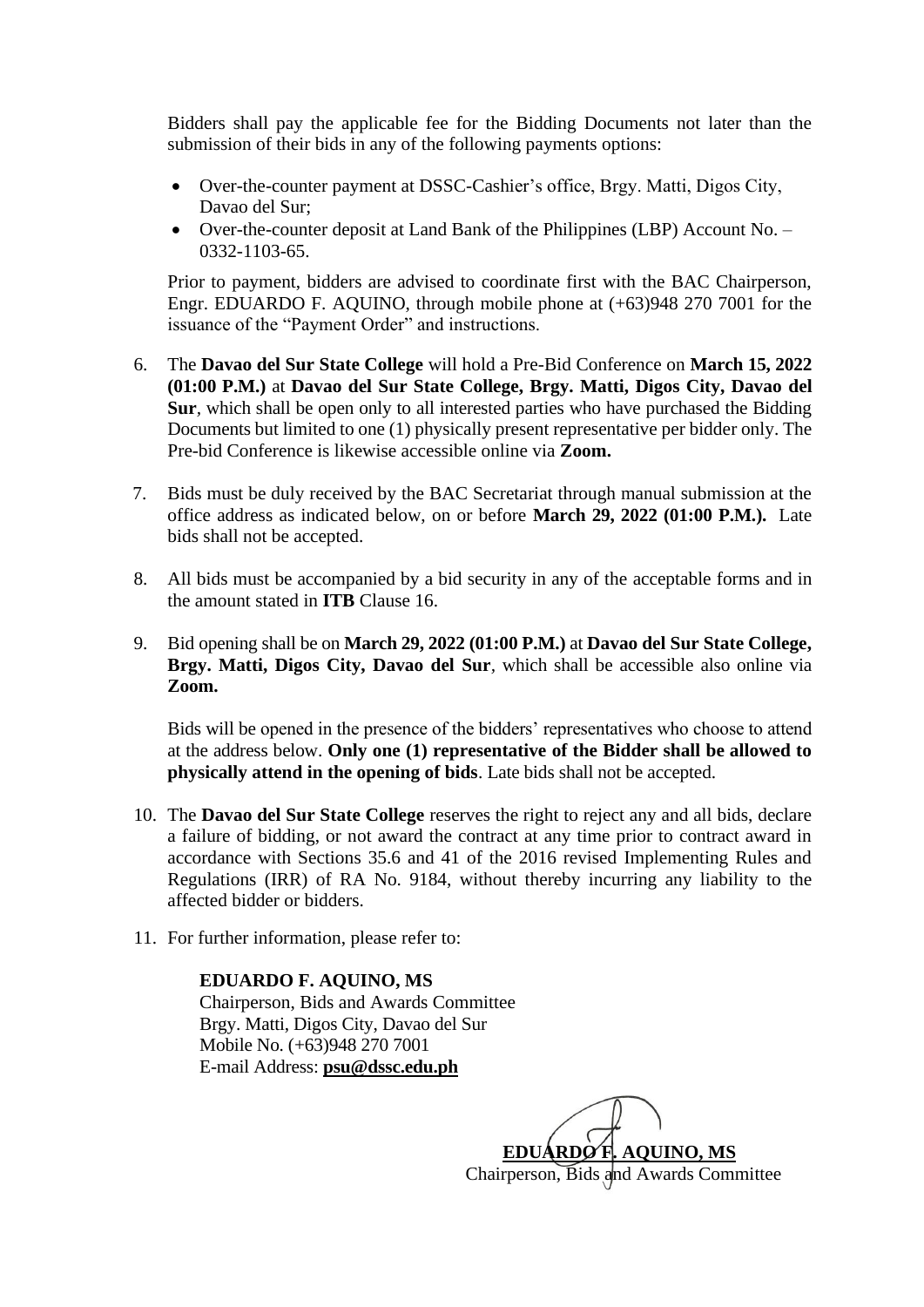Bidders shall pay the applicable fee for the Bidding Documents not later than the submission of their bids in any of the following payments options:

- Over-the-counter payment at DSSC-Cashier's office, Brgy. Matti, Digos City, Davao del Sur;
- Over-the-counter deposit at Land Bank of the Philippines (LBP) Account No. – 0332-1103-65.

Prior to payment, bidders are advised to coordinate first with the BAC Chairperson, Engr. EDUARDO F. AQUINO, through mobile phone at (+63)948 270 7001 for the issuance of the "Payment Order" and instructions.

6. The **Davao del Sur State College** will hold a Pre-Bid Conference on **March 15, 2022 (01:00 P.M.)** at **Davao del Sur State College, Brgy. Matti, Digos City, Davao del Sur**, which shall be open only to all interested parties who have purchased the Bidding Documents but limited to one (1) physically present representative per bidder only. The Pre-bid Conference is likewise accessible online via **Zoom.**

7. Bids must be duly received by the BAC Secretariat through manual submission at the office address as indicated below, on or before **March 29, 2022 (01:00 P.M.).** Late bids shall not be accepted.

8. All bids must be accompanied by a bid security in any of the acceptable forms and in the amount stated in **ITB** Clause 16.

9. Bid opening shall be on **March 29, 2022 (01:00 P.M.)** at **Davao del Sur State College, Brgy. Matti, Digos City, Davao del Sur**, which shall be accessible also online via **Zoom.**

   Bids will be opened in the presence of the bidders' representatives who choose to attend at the address below. **Only one (1) representative of the Bidder shall be allowed to physically attend in the opening of bids**. Late bids shall not be accepted.

10. The **Davao del Sur State College** reserves the right to reject any and all bids, declare a failure of bidding, or not award the contract at any time prior to contract award in accordance with Sections 35.6 and 41 of the 2016 revised Implementing Rules and Regulations (IRR) of RA No. 9184, without thereby incurring any liability to the affected bidder or bidders.

11. For further information, please refer to:

    **EDUARDO F. AQUINO, MS**
    Chairperson, Bids and Awards Committee
    Brgy. Matti, Digos City, Davao del Sur
    Mobile No. (+63)948 270 7001
    E-mail Address: **psu@dssc.edu.ph**

**EDUARDO F. AQUINO, MS**
Chairperson, Bids and Awards Committee